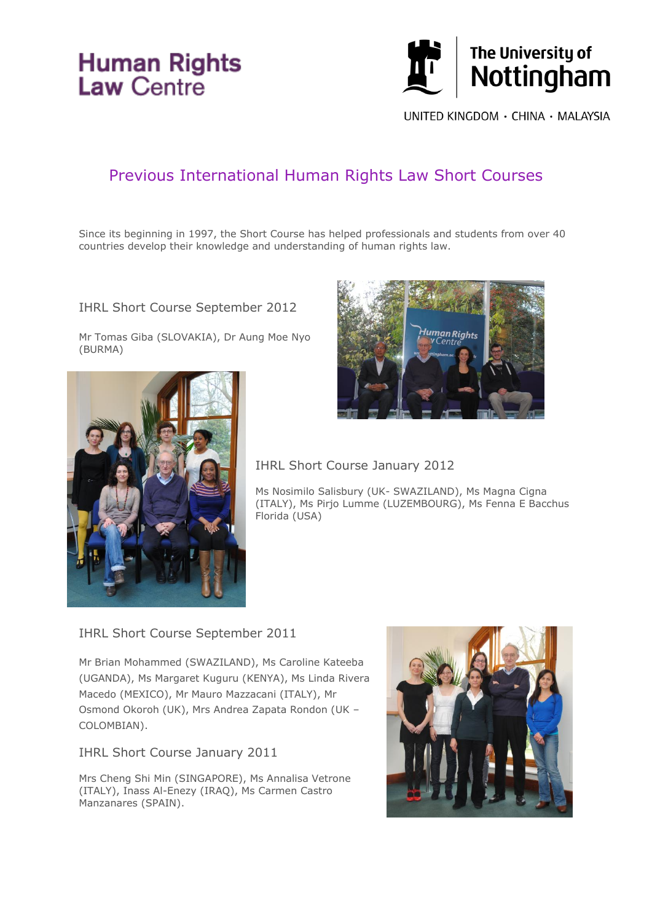Human Rights Law Centre

The University of Nottingham

UNITED KINGDOM · CHINA · MALAYSIA

# Previous International Human Rights Law Short Courses

Since its beginning in 1997, the Short Course has helped professionals and students from over 40 countries develop their knowledge and understanding of human rights law.

## IHRL Short Course September 2012

Mr Tomas Giba (SLOVAKIA), Dr Aung Moe Nyo (BURMA)

## IHRL Short Course January 2012

Ms Nosimilo Salisbury (UK- SWAZILAND), Ms Magna Cigna (ITALY), Ms Pirjo Lumme (LUZEMBOURG), Ms Fenna E Bacchus Florida (USA)

## IHRL Short Course September 2011

Mr Brian Mohammed (SWAZILAND), Ms Caroline Kateeba (UGANDA), Ms Margaret Kuguru (KENYA), Ms Linda Rivera Macedo (MEXICO), Mr Mauro Mazzacani (ITALY), Mr Osmond Okoroh (UK), Mrs Andrea Zapata Rondon (UK – COLOMBIAN).

## IHRL Short Course January 2011

Mrs Cheng Shi Min (SINGAPORE), Ms Annalisa Vetrone (ITALY), Inass Al-Enezy (IRAQ), Ms Carmen Castro Manzanares (SPAIN).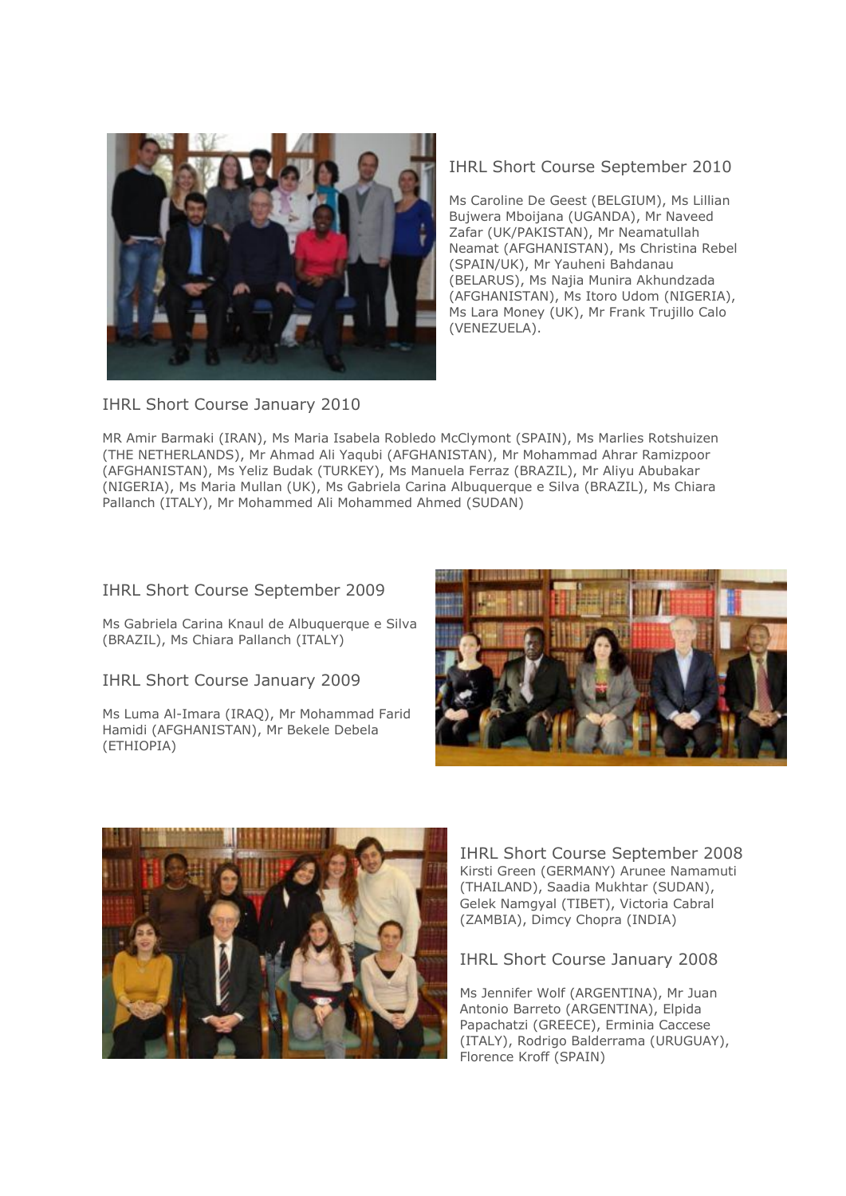## IHRL Short Course September 2010

Ms Caroline De Geest (BELGIUM), Ms Lillian Bujwera Mboijana (UGANDA), Mr Naveed Zafar (UK/PAKISTAN), Mr Neamatullah Neamat (AFGHANISTAN), Ms Christina Rebel (SPAIN/UK), Mr Yauheni Bahdanau (BELARUS), Ms Najia Munira Akhundzada (AFGHANISTAN), Ms Itoro Udom (NIGERIA), Ms Lara Money (UK), Mr Frank Trujillo Calo (VENEZUELA).

## IHRL Short Course January 2010

MR Amir Barmaki (IRAN), Ms Maria Isabela Robledo McClymont (SPAIN), Ms Marlies Rotshuizen (THE NETHERLANDS), Mr Ahmad Ali Yaqubi (AFGHANISTAN), Mr Mohammad Ahrar Ramizpoor (AFGHANISTAN), Ms Yeliz Budak (TURKEY), Ms Manuela Ferraz (BRAZIL), Mr Aliyu Abubakar (NIGERIA), Ms Maria Mullan (UK), Ms Gabriela Carina Albuquerque e Silva (BRAZIL), Ms Chiara Pallanch (ITALY), Mr Mohammed Ali Mohammed Ahmed (SUDAN)

## IHRL Short Course September 2009

Ms Gabriela Carina Knaul de Albuquerque e Silva (BRAZIL), Ms Chiara Pallanch (ITALY)

## IHRL Short Course January 2009

Ms Luma Al-Imara (IRAQ), Mr Mohammad Farid Hamidi (AFGHANISTAN), Mr Bekele Debela (ETHIOPIA)

## IHRL Short Course September 2008

Kirsti Green (GERMANY) Arunee Namamuti (THAILAND), Saadia Mukhtar (SUDAN), Gelek Namgyal (TIBET), Victoria Cabral (ZAMBIA), Dimcy Chopra (INDIA)

## IHRL Short Course January 2008

Ms Jennifer Wolf (ARGENTINA), Mr Juan Antonio Barreto (ARGENTINA), Elpida Papachatzi (GREECE), Erminia Caccese (ITALY), Rodrigo Balderrama (URUGUAY), Florence Kroff (SPAIN)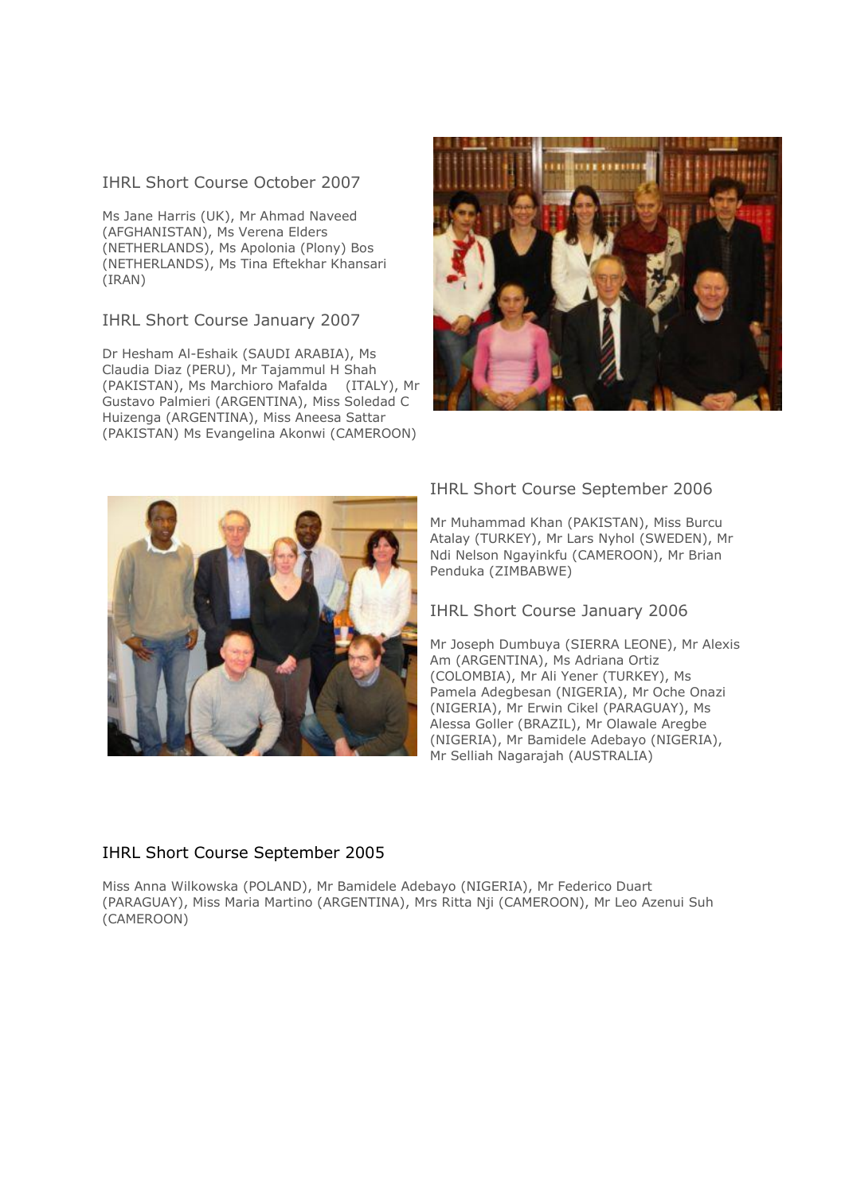## IHRL Short Course October 2007

Ms Jane Harris (UK), Mr Ahmad Naveed (AFGHANISTAN), Ms Verena Elders (NETHERLANDS), Ms Apolonia (Plony) Bos (NETHERLANDS), Ms Tina Eftekhar Khansari (IRAN)

## IHRL Short Course January 2007

Dr Hesham Al-Eshaik (SAUDI ARABIA), Ms Claudia Diaz (PERU), Mr Tajammul H Shah (PAKISTAN), Ms Marchioro Mafalda (ITALY), Mr Gustavo Palmieri (ARGENTINA), Miss Soledad C Huizenga (ARGENTINA), Miss Aneesa Sattar (PAKISTAN) Ms Evangelina Akonwi (CAMEROON)

## IHRL Short Course September 2006

Mr Muhammad Khan (PAKISTAN), Miss Burcu Atalay (TURKEY), Mr Lars Nyhol (SWEDEN), Mr Ndi Nelson Ngayinkfu (CAMEROON), Mr Brian Penduka (ZIMBABWE)

## IHRL Short Course January 2006

Mr Joseph Dumbuya (SIERRA LEONE), Mr Alexis Am (ARGENTINA), Ms Adriana Ortiz (COLOMBIA), Mr Ali Yener (TURKEY), Ms Pamela Adegbesan (NIGERIA), Mr Oche Onazi (NIGERIA), Mr Erwin Cikel (PARAGUAY), Ms Alessa Goller (BRAZIL), Mr Olawale Aregbe (NIGERIA), Mr Bamidele Adebayo (NIGERIA), Mr Selliah Nagarajah (AUSTRALIA)

## IHRL Short Course September 2005

Miss Anna Wilkowska (POLAND), Mr Bamidele Adebayo (NIGERIA), Mr Federico Duart (PARAGUAY), Miss Maria Martino (ARGENTINA), Mrs Ritta Nji (CAMEROON), Mr Leo Azenui Suh (CAMEROON)